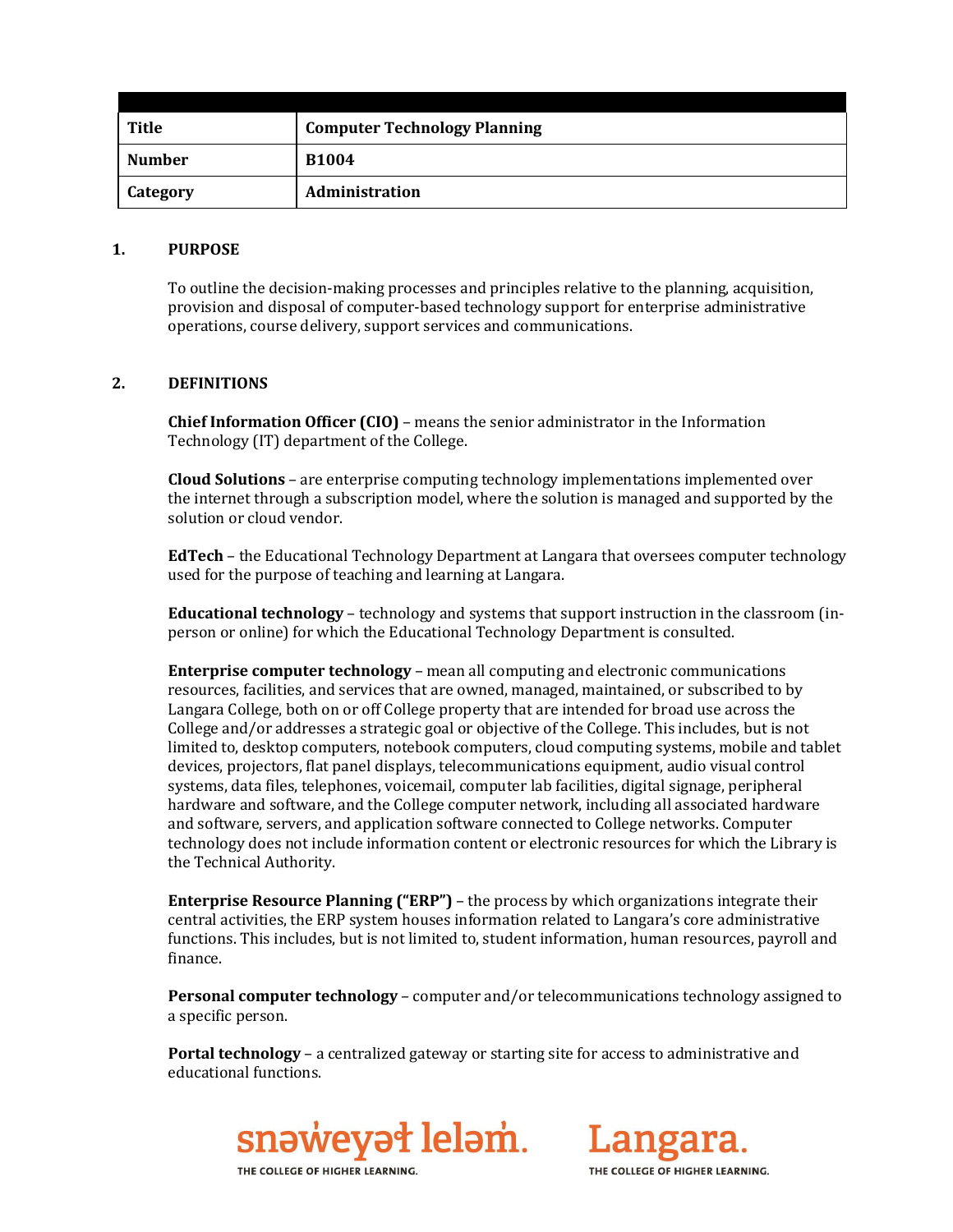| Title | Computer Technology Planning |
|---|---|
| Number | B1004 |
| Category | Administration |

## 1. PURPOSE

To outline the decision-making processes and principles relative to the planning, acquisition, provision and disposal of computer-based technology support for enterprise administrative operations, course delivery, support services and communications.

## 2. DEFINITIONS

**Chief Information Officer (CIO)** – means the senior administrator in the Information Technology (IT) department of the College.

**Cloud Solutions** – are enterprise computing technology implementations implemented over the internet through a subscription model, where the solution is managed and supported by the solution or cloud vendor.

**EdTech** – the Educational Technology Department at Langara that oversees computer technology used for the purpose of teaching and learning at Langara.

**Educational technology** – technology and systems that support instruction in the classroom (in-person or online) for which the Educational Technology Department is consulted.

**Enterprise computer technology** – mean all computing and electronic communications resources, facilities, and services that are owned, managed, maintained, or subscribed to by Langara College, both on or off College property that are intended for broad use across the College and/or addresses a strategic goal or objective of the College. This includes, but is not limited to, desktop computers, notebook computers, cloud computing systems, mobile and tablet devices, projectors, flat panel displays, telecommunications equipment, audio visual control systems, data files, telephones, voicemail, computer lab facilities, digital signage, peripheral hardware and software, and the College computer network, including all associated hardware and software, servers, and application software connected to College networks. Computer technology does not include information content or electronic resources for which the Library is the Technical Authority.

**Enterprise Resource Planning ("ERP")** – the process by which organizations integrate their central activities, the ERP system houses information related to Langara's core administrative functions. This includes, but is not limited to, student information, human resources, payroll and finance.

**Personal computer technology** – computer and/or telecommunications technology assigned to a specific person.

**Portal technology** – a centralized gateway or starting site for access to administrative and educational functions.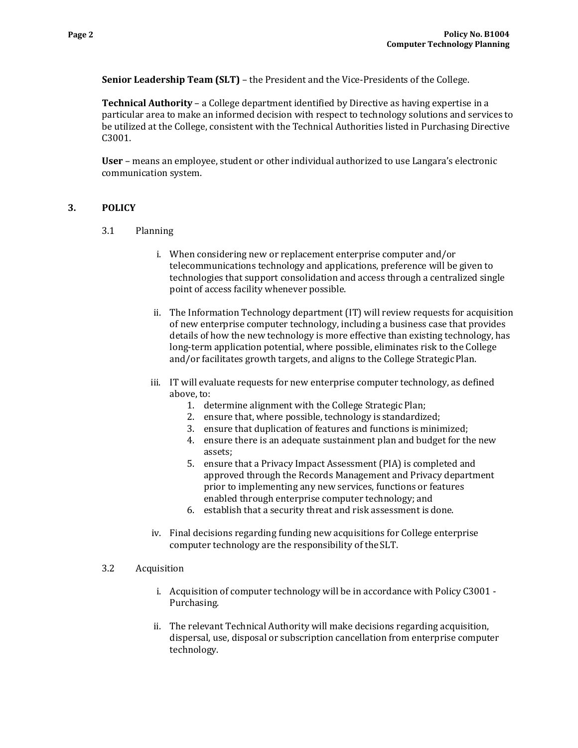**Senior Leadership Team (SLT)** – the President and the Vice-Presidents of the College.

**Technical Authority** – a College department identified by Directive as having expertise in a particular area to make an informed decision with respect to technology solutions and services to be utilized at the College, consistent with the Technical Authorities listed in Purchasing Directive C3001.

**User** – means an employee, student or other individual authorized to use Langara's electronic communication system.

## 3. POLICY

### 3.1 Planning

i. When considering new or replacement enterprise computer and/or telecommunications technology and applications, preference will be given to technologies that support consolidation and access through a centralized single point of access facility whenever possible.

ii. The Information Technology department (IT) will review requests for acquisition of new enterprise computer technology, including a business case that provides details of how the new technology is more effective than existing technology, has long-term application potential, where possible, eliminates risk to the College and/or facilitates growth targets, and aligns to the College Strategic Plan.

iii. IT will evaluate requests for new enterprise computer technology, as defined above, to:
   1. determine alignment with the College Strategic Plan;
   2. ensure that, where possible, technology is standardized;
   3. ensure that duplication of features and functions is minimized;
   4. ensure there is an adequate sustainment plan and budget for the new assets;
   5. ensure that a Privacy Impact Assessment (PIA) is completed and approved through the Records Management and Privacy department prior to implementing any new services, functions or features enabled through enterprise computer technology; and
   6. establish that a security threat and risk assessment is done.

iv. Final decisions regarding funding new acquisitions for College enterprise computer technology are the responsibility of the SLT.

### 3.2 Acquisition

i. Acquisition of computer technology will be in accordance with Policy C3001 - Purchasing.

ii. The relevant Technical Authority will make decisions regarding acquisition, dispersal, use, disposal or subscription cancellation from enterprise computer technology.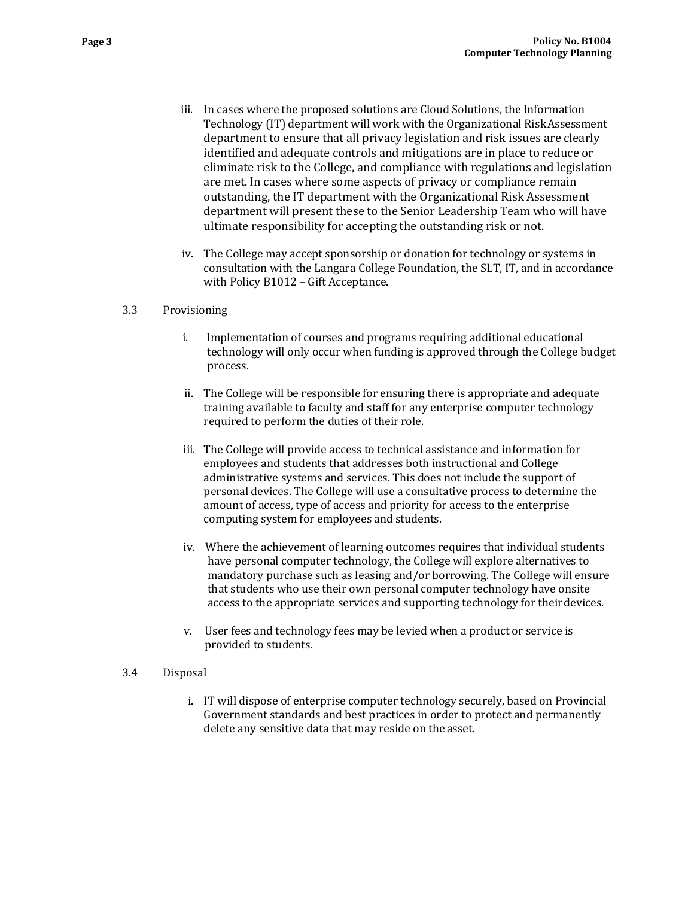iii. In cases where the proposed solutions are Cloud Solutions, the Information Technology (IT) department will work with the Organizational Risk Assessment department to ensure that all privacy legislation and risk issues are clearly identified and adequate controls and mitigations are in place to reduce or eliminate risk to the College, and compliance with regulations and legislation are met. In cases where some aspects of privacy or compliance remain outstanding, the IT department with the Organizational Risk Assessment department will present these to the Senior Leadership Team who will have ultimate responsibility for accepting the outstanding risk or not.

iv. The College may accept sponsorship or donation for technology or systems in consultation with the Langara College Foundation, the SLT, IT, and in accordance with Policy B1012 – Gift Acceptance.

3.3 Provisioning

i. Implementation of courses and programs requiring additional educational technology will only occur when funding is approved through the College budget process.

ii. The College will be responsible for ensuring there is appropriate and adequate training available to faculty and staff for any enterprise computer technology required to perform the duties of their role.

iii. The College will provide access to technical assistance and information for employees and students that addresses both instructional and College administrative systems and services. This does not include the support of personal devices. The College will use a consultative process to determine the amount of access, type of access and priority for access to the enterprise computing system for employees and students.

iv. Where the achievement of learning outcomes requires that individual students have personal computer technology, the College will explore alternatives to mandatory purchase such as leasing and/or borrowing. The College will ensure that students who use their own personal computer technology have onsite access to the appropriate services and supporting technology for their devices.

v. User fees and technology fees may be levied when a product or service is provided to students.

3.4 Disposal

i. IT will dispose of enterprise computer technology securely, based on Provincial Government standards and best practices in order to protect and permanently delete any sensitive data that may reside on the asset.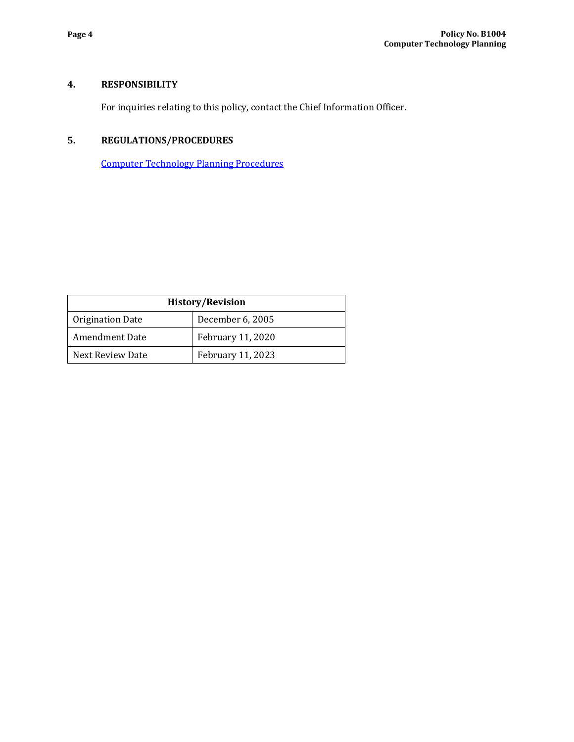## 4. RESPONSIBILITY

For inquiries relating to this policy, contact the Chief Information Officer.

## 5. REGULATIONS/PROCEDURES

Computer Technology Planning Procedures

| History/Revision | |
|---|---|
| Origination Date | December 6, 2005 |
| Amendment Date | February 11, 2020 |
| Next Review Date | February 11, 2023 |